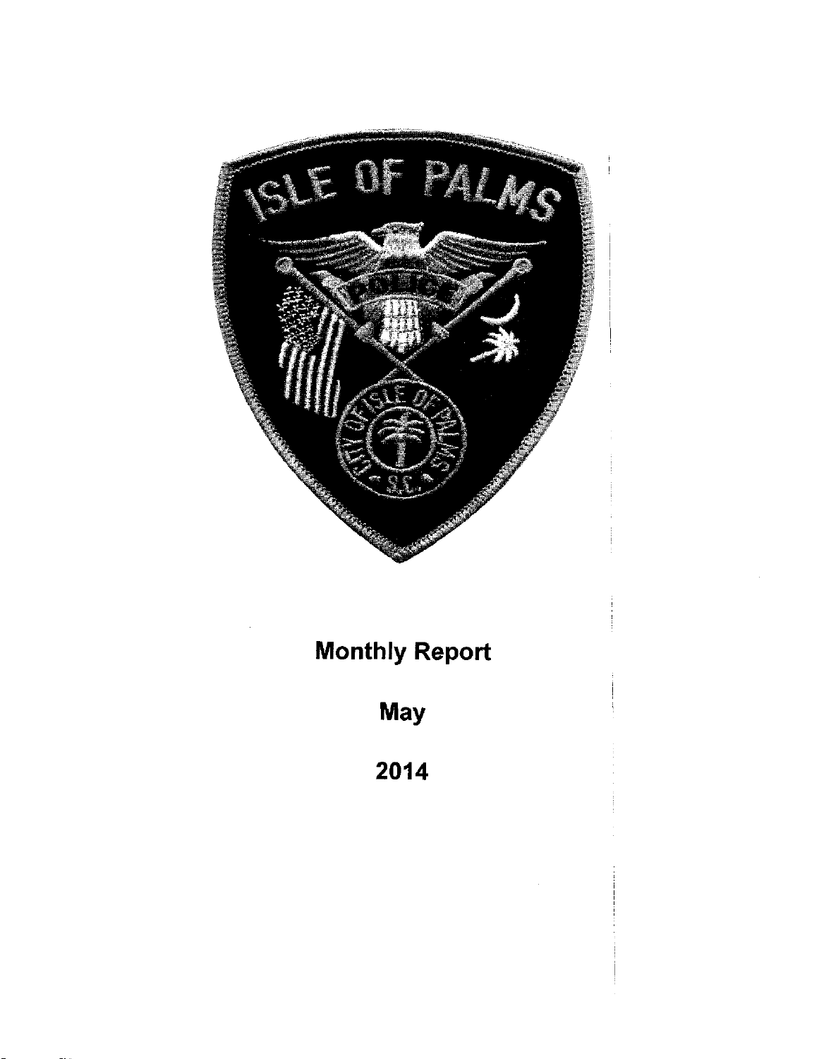# Monthly Report

## May

## 2014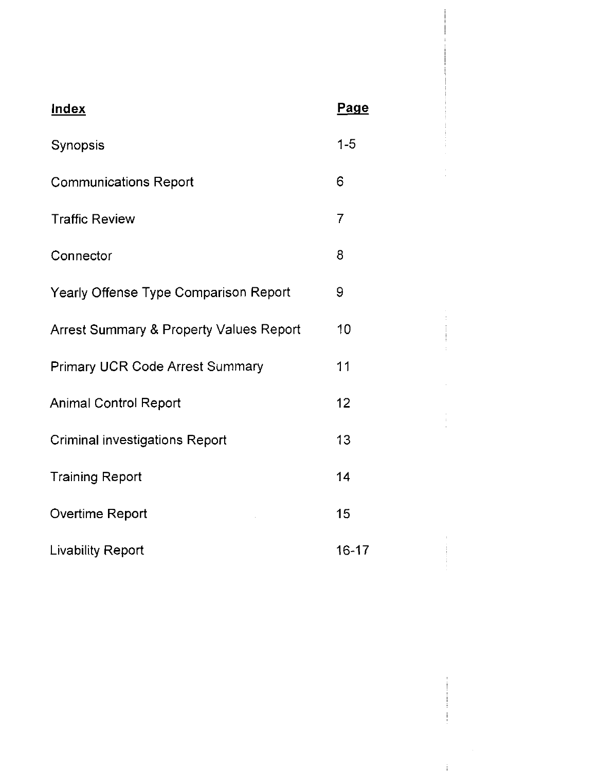| **Index** | **Page** |
| --- | --- |
| Synopsis | 1-5 |
| Communications Report | 6 |
| Traffic Review | 7 |
| Connector | 8 |
| Yearly Offense Type Comparison Report | 9 |
| Arrest Summary & Property Values Report | 10 |
| Primary UCR Code Arrest Summary | 11 |
| Animal Control Report | 12 |
| Criminal investigations Report | 13 |
| Training Report | 14 |
| Overtime Report | 15 |
| Livability Report | 16-17 |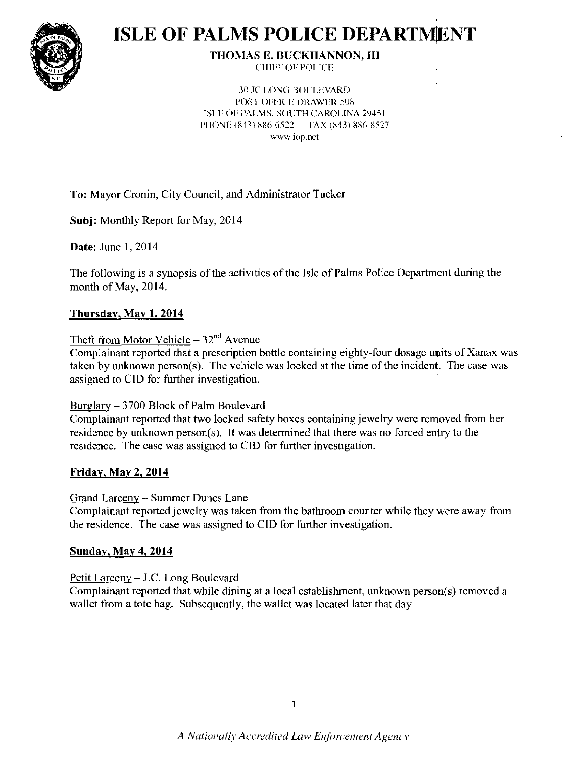# ISLE OF PALMS POLICE DEPARTMENT

**THOMAS E. BUCKHANNON, III**
CHIEF OF POLICE

30 JC LONG BOULEVARD
POST OFFICE DRAWER 508
ISLE OF PALMS, SOUTH CAROLINA 29451
PHONE (843) 886-6522 FAX (843) 886-8527
www.iop.net

**To:** Mayor Cronin, City Council, and Administrator Tucker

**Subj:** Monthly Report for May, 2014

**Date:** June 1, 2014

The following is a synopsis of the activities of the Isle of Palms Police Department during the month of May, 2014.

## Thursday, May 1, 2014

Theft from Motor Vehicle – 32nd Avenue
Complainant reported that a prescription bottle containing eighty-four dosage units of Xanax was taken by unknown person(s). The vehicle was locked at the time of the incident. The case was assigned to CID for further investigation.

Burglary – 3700 Block of Palm Boulevard
Complainant reported that two locked safety boxes containing jewelry were removed from her residence by unknown person(s). It was determined that there was no forced entry to the residence. The case was assigned to CID for further investigation.

## Friday, May 2, 2014

Grand Larceny – Summer Dunes Lane
Complainant reported jewelry was taken from the bathroom counter while they were away from the residence. The case was assigned to CID for further investigation.

## Sunday, May 4, 2014

Petit Larceny – J.C. Long Boulevard
Complainant reported that while dining at a local establishment, unknown person(s) removed a wallet from a tote bag. Subsequently, the wallet was located later that day.

*A Nationally Accredited Law Enforcement Agency*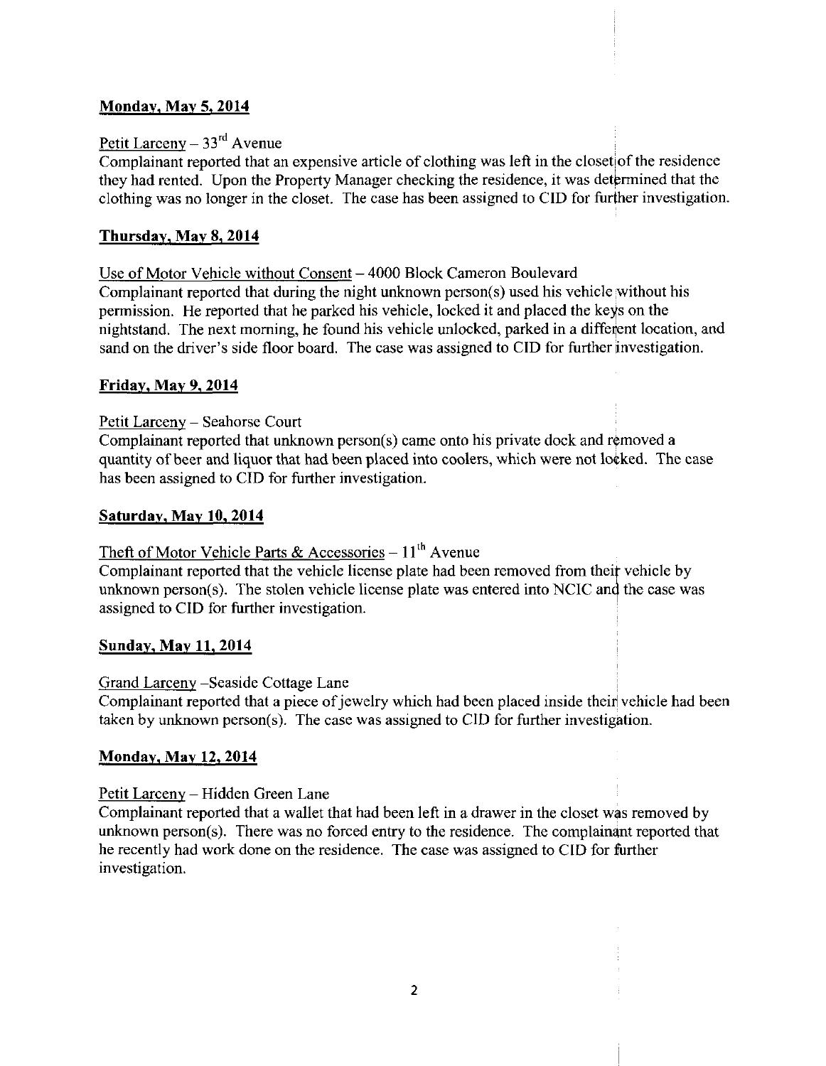**Monday, May 5, 2014**

Petit Larceny – 33rd Avenue
Complainant reported that an expensive article of clothing was left in the closet of the residence they had rented. Upon the Property Manager checking the residence, it was determined that the clothing was no longer in the closet. The case has been assigned to CID for further investigation.

**Thursday, May 8, 2014**

Use of Motor Vehicle without Consent – 4000 Block Cameron Boulevard
Complainant reported that during the night unknown person(s) used his vehicle without his permission. He reported that he parked his vehicle, locked it and placed the keys on the nightstand. The next morning, he found his vehicle unlocked, parked in a different location, and sand on the driver's side floor board. The case was assigned to CID for further investigation.

**Friday, May 9, 2014**

Petit Larceny – Seahorse Court
Complainant reported that unknown person(s) came onto his private dock and removed a quantity of beer and liquor that had been placed into coolers, which were not locked. The case has been assigned to CID for further investigation.

**Saturday, May 10, 2014**

Theft of Motor Vehicle Parts & Accessories – 11th Avenue
Complainant reported that the vehicle license plate had been removed from their vehicle by unknown person(s). The stolen vehicle license plate was entered into NCIC and the case was assigned to CID for further investigation.

**Sunday, May 11, 2014**

Grand Larceny –Seaside Cottage Lane
Complainant reported that a piece of jewelry which had been placed inside their vehicle had been taken by unknown person(s). The case was assigned to CID for further investigation.

**Monday, May 12, 2014**

Petit Larceny – Hidden Green Lane
Complainant reported that a wallet that had been left in a drawer in the closet was removed by unknown person(s). There was no forced entry to the residence. The complainant reported that he recently had work done on the residence. The case was assigned to CID for further investigation.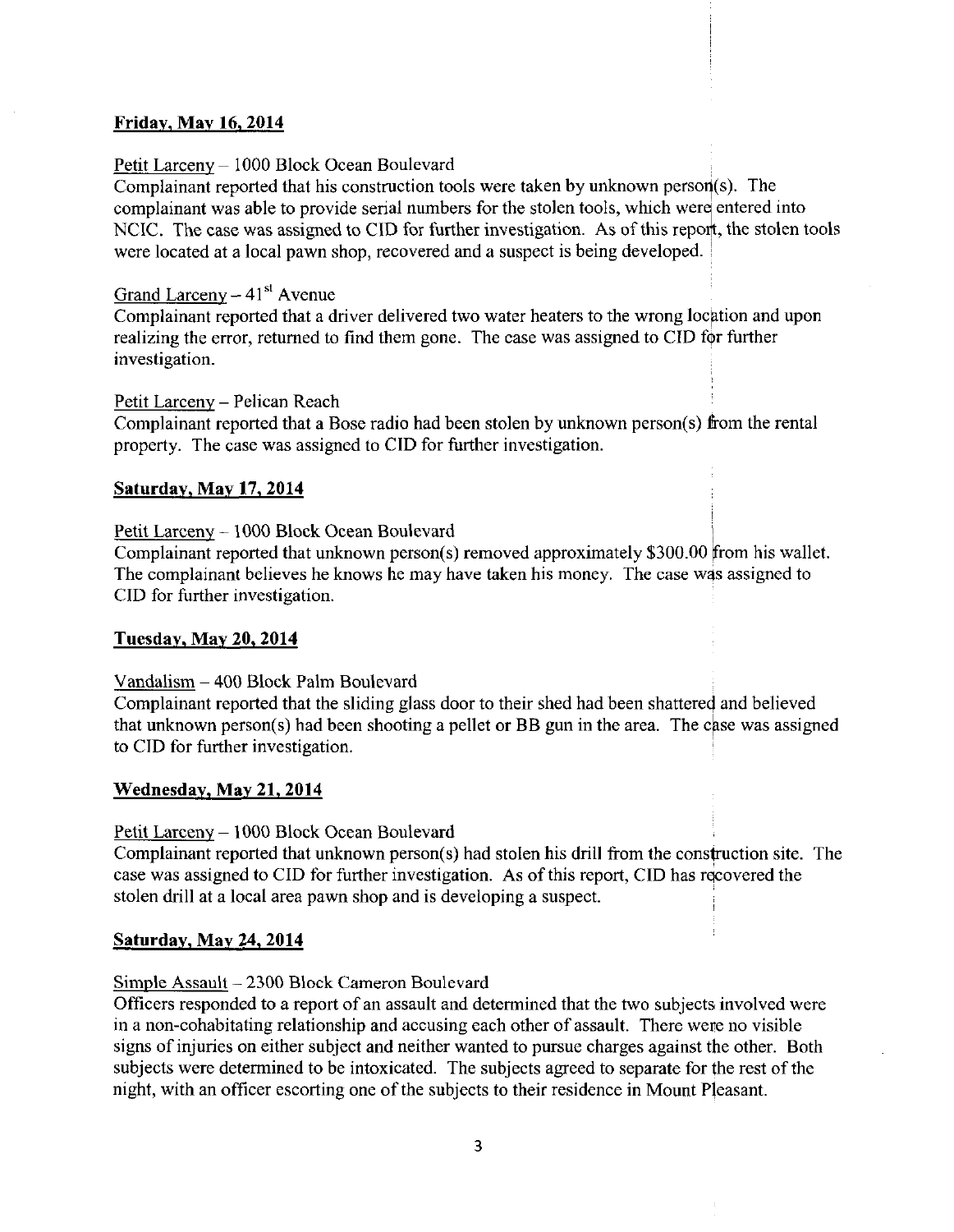**Friday, May 16, 2014**

Petit Larceny – 1000 Block Ocean Boulevard
Complainant reported that his construction tools were taken by unknown person(s). The complainant was able to provide serial numbers for the stolen tools, which were entered into NCIC. The case was assigned to CID for further investigation. As of this report, the stolen tools were located at a local pawn shop, recovered and a suspect is being developed.

Grand Larceny – 41st Avenue
Complainant reported that a driver delivered two water heaters to the wrong location and upon realizing the error, returned to find them gone. The case was assigned to CID for further investigation.

Petit Larceny – Pelican Reach
Complainant reported that a Bose radio had been stolen by unknown person(s) from the rental property. The case was assigned to CID for further investigation.

**Saturday, May 17, 2014**

Petit Larceny – 1000 Block Ocean Boulevard
Complainant reported that unknown person(s) removed approximately $300.00 from his wallet. The complainant believes he knows he may have taken his money. The case was assigned to CID for further investigation.

**Tuesday, May 20, 2014**

Vandalism – 400 Block Palm Boulevard
Complainant reported that the sliding glass door to their shed had been shattered and believed that unknown person(s) had been shooting a pellet or BB gun in the area. The case was assigned to CID for further investigation.

**Wednesday, May 21, 2014**

Petit Larceny – 1000 Block Ocean Boulevard
Complainant reported that unknown person(s) had stolen his drill from the construction site. The case was assigned to CID for further investigation. As of this report, CID has recovered the stolen drill at a local area pawn shop and is developing a suspect.

**Saturday, May 24, 2014**

Simple Assault – 2300 Block Cameron Boulevard
Officers responded to a report of an assault and determined that the two subjects involved were in a non-cohabitating relationship and accusing each other of assault. There were no visible signs of injuries on either subject and neither wanted to pursue charges against the other. Both subjects were determined to be intoxicated. The subjects agreed to separate for the rest of the night, with an officer escorting one of the subjects to their residence in Mount Pleasant.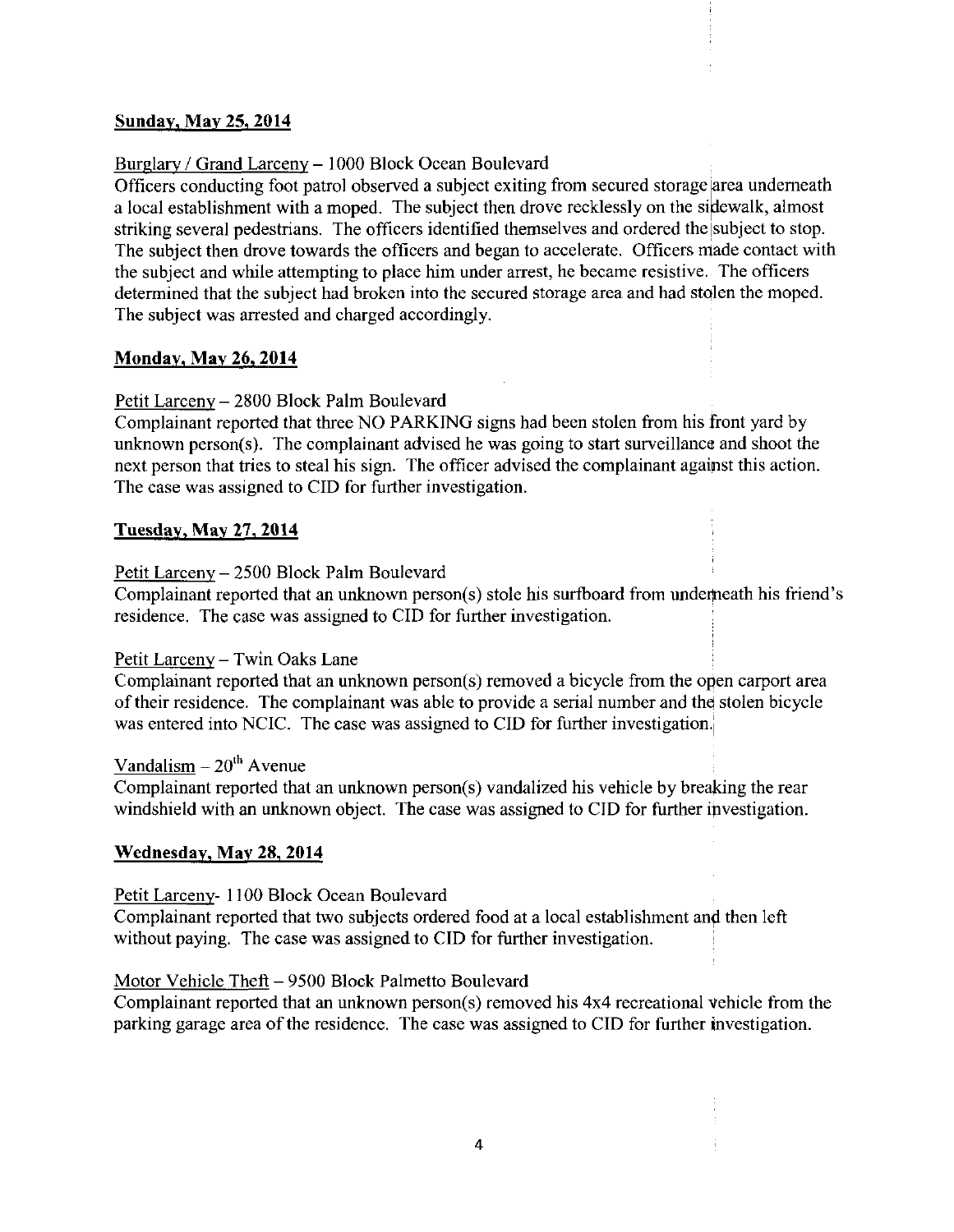## Sunday, May 25, 2014

Burglary / Grand Larceny – 1000 Block Ocean Boulevard

Officers conducting foot patrol observed a subject exiting from secured storage area underneath a local establishment with a moped. The subject then drove recklessly on the sidewalk, almost striking several pedestrians. The officers identified themselves and ordered the subject to stop. The subject then drove towards the officers and began to accelerate. Officers made contact with the subject and while attempting to place him under arrest, he became resistive. The officers determined that the subject had broken into the secured storage area and had stolen the moped. The subject was arrested and charged accordingly.

## Monday, May 26, 2014

Petit Larceny – 2800 Block Palm Boulevard

Complainant reported that three NO PARKING signs had been stolen from his front yard by unknown person(s). The complainant advised he was going to start surveillance and shoot the next person that tries to steal his sign. The officer advised the complainant against this action. The case was assigned to CID for further investigation.

## Tuesday, May 27, 2014

Petit Larceny – 2500 Block Palm Boulevard

Complainant reported that an unknown person(s) stole his surfboard from underneath his friend's residence. The case was assigned to CID for further investigation.

Petit Larceny – Twin Oaks Lane

Complainant reported that an unknown person(s) removed a bicycle from the open carport area of their residence. The complainant was able to provide a serial number and the stolen bicycle was entered into NCIC. The case was assigned to CID for further investigation.

Vandalism – 20th Avenue

Complainant reported that an unknown person(s) vandalized his vehicle by breaking the rear windshield with an unknown object. The case was assigned to CID for further investigation.

## Wednesday, May 28, 2014

Petit Larceny- 1100 Block Ocean Boulevard

Complainant reported that two subjects ordered food at a local establishment and then left without paying. The case was assigned to CID for further investigation.

Motor Vehicle Theft – 9500 Block Palmetto Boulevard

Complainant reported that an unknown person(s) removed his 4x4 recreational vehicle from the parking garage area of the residence. The case was assigned to CID for further investigation.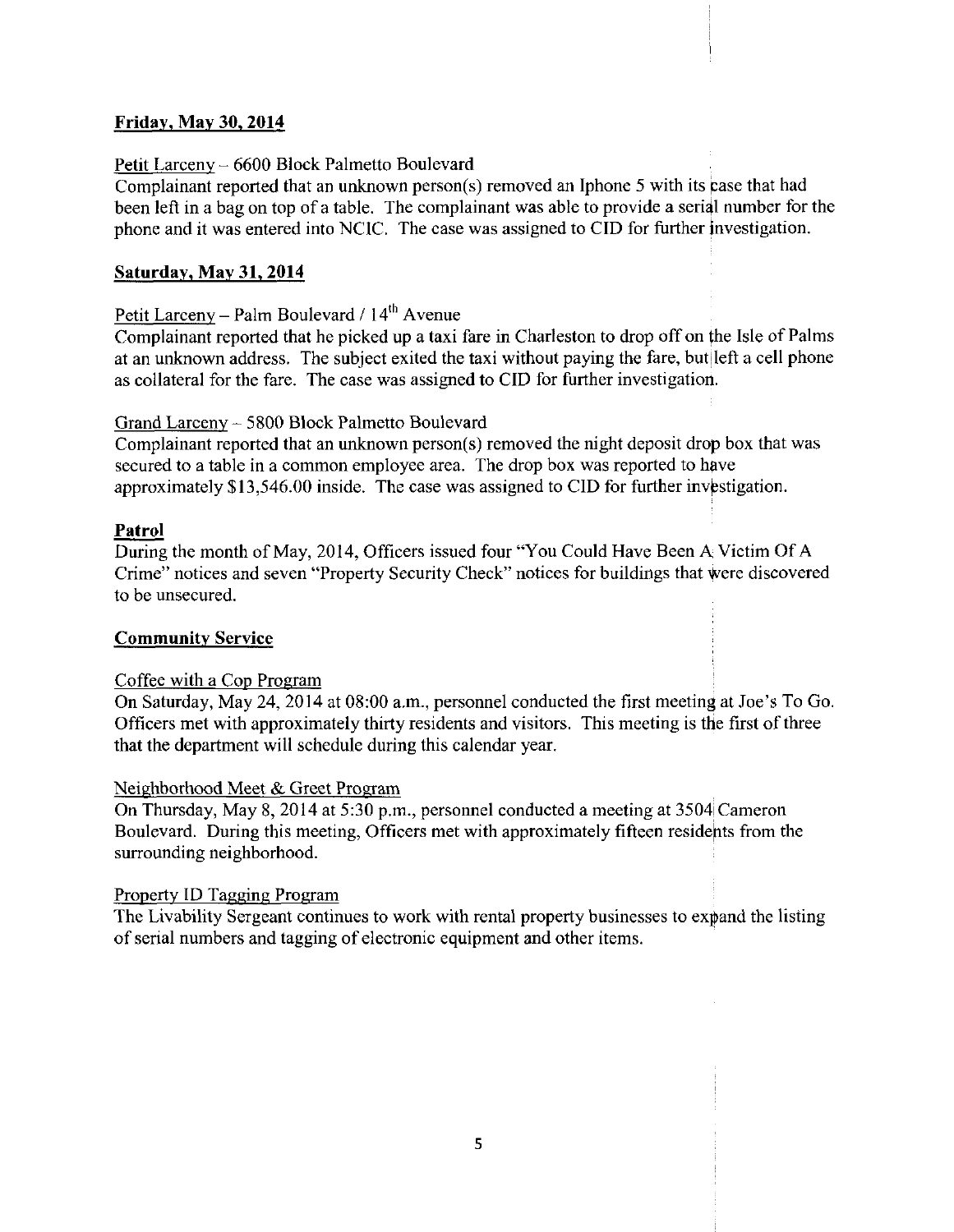**Friday, May 30, 2014**

Petit Larceny – 6600 Block Palmetto Boulevard

Complainant reported that an unknown person(s) removed an Iphone 5 with its case that had been left in a bag on top of a table. The complainant was able to provide a serial number for the phone and it was entered into NCIC. The case was assigned to CID for further investigation.

**Saturday, May 31, 2014**

Petit Larceny – Palm Boulevard / 14th Avenue

Complainant reported that he picked up a taxi fare in Charleston to drop off on the Isle of Palms at an unknown address. The subject exited the taxi without paying the fare, but left a cell phone as collateral for the fare. The case was assigned to CID for further investigation.

Grand Larceny – 5800 Block Palmetto Boulevard

Complainant reported that an unknown person(s) removed the night deposit drop box that was secured to a table in a common employee area. The drop box was reported to have approximately $13,546.00 inside. The case was assigned to CID for further investigation.

**Patrol**

During the month of May, 2014, Officers issued four "You Could Have Been A Victim Of A Crime" notices and seven "Property Security Check" notices for buildings that were discovered to be unsecured.

**Community Service**

Coffee with a Cop Program

On Saturday, May 24, 2014 at 08:00 a.m., personnel conducted the first meeting at Joe's To Go. Officers met with approximately thirty residents and visitors. This meeting is the first of three that the department will schedule during this calendar year.

Neighborhood Meet & Greet Program

On Thursday, May 8, 2014 at 5:30 p.m., personnel conducted a meeting at 3504 Cameron Boulevard. During this meeting, Officers met with approximately fifteen residents from the surrounding neighborhood.

Property ID Tagging Program

The Livability Sergeant continues to work with rental property businesses to expand the listing of serial numbers and tagging of electronic equipment and other items.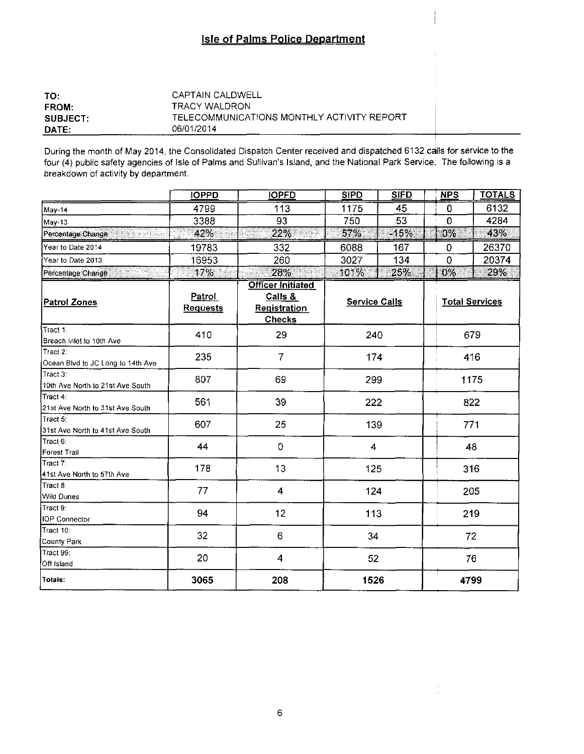# Isle of Palms Police Department

**TO:** CAPTAIN CALDWELL
**FROM:** TRACY WALDRON
**SUBJECT:** TELECOMMUNICATIONS MONTHLY ACTIVITY REPORT
**DATE:** 06/01/2014

During the month of May 2014, the Consolidated Dispatch Center received and dispatched 6132 calls for service to the four (4) public safety agencies of Isle of Palms and Sullivan's Island, and the National Park Service. The following is a breakdown of activity by department.

| | IOPPD | IOPFD | SIPD | SIFD | NPS | TOTALS |
|---|---|---|---|---|---|---|
| May-14 | 4799 | 113 | 1175 | 45 | 0 | 6132 |
| May-13 | 3388 | 93 | 750 | 53 | 0 | 4284 |
| Percentage Change | 42% | 22% | 57% | -15% | 0% | 43% |
| Year to Date 2014 | 19783 | 332 | 6088 | 167 | 0 | 26370 |
| Year to Date 2013 | 16953 | 260 | 3027 | 134 | 0 | 20374 |
| Percentage Change | 17% | 28% | 101% | 25% | 0% | 29% |

| Patrol Zones | Patrol Requests | Officer Initiated Calls & Registration Checks | Service Calls | Total Services |
|---|---|---|---|---|
| Tract 1: Breach Inlet to 10th Ave | 410 | 29 | 240 | 679 |
| Tract 2: Ocean Blvd to JC Long to 14th Ave | 235 | 7 | 174 | 416 |
| Tract 3: 10th Ave North to 21st Ave South | 807 | 69 | 299 | 1175 |
| Tract 4: 21st Ave North to 31st Ave South | 561 | 39 | 222 | 822 |
| Tract 5: 31st Ave North to 41st Ave South | 607 | 25 | 139 | 771 |
| Tract 6: Forest Trail | 44 | 0 | 4 | 48 |
| Tract 7: 41st Ave North to 57th Ave | 178 | 13 | 125 | 316 |
| Tract 8: Wild Dunes | 77 | 4 | 124 | 205 |
| Tract 9: IOP Connector | 94 | 12 | 113 | 219 |
| Tract 10: County Park | 32 | 6 | 34 | 72 |
| Tract 99: Off Island | 20 | 4 | 52 | 76 |
| **Totals:** | **3065** | **208** | **1526** | **4799** |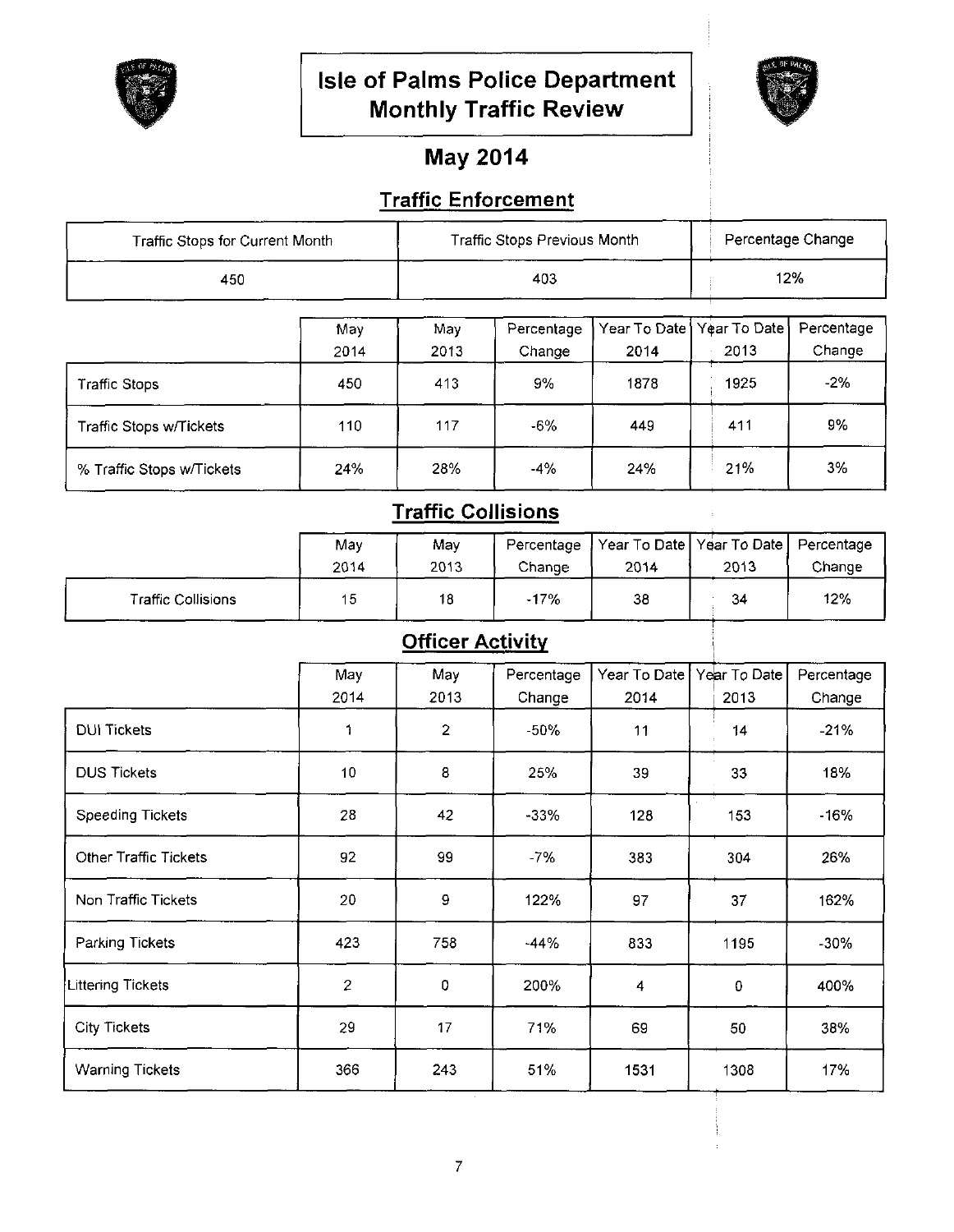# Isle of Palms Police Department Monthly Traffic Review

## May 2014

### Traffic Enforcement

| Traffic Stops for Current Month | Traffic Stops Previous Month | Percentage Change |
|---|---|---|
| 450 | 403 | 12% |

| | May 2014 | May 2013 | Percentage Change | Year To Date 2014 | Year To Date 2013 | Percentage Change |
|---|---|---|---|---|---|---|
| Traffic Stops | 450 | 413 | 9% | 1878 | 1925 | -2% |
| Traffic Stops w/Tickets | 110 | 117 | -6% | 449 | 411 | 9% |
| % Traffic Stops w/Tickets | 24% | 28% | -4% | 24% | 21% | 3% |

### Traffic Collisions

| | May 2014 | May 2013 | Percentage Change | Year To Date 2014 | Year To Date 2013 | Percentage Change |
|---|---|---|---|---|---|---|
| Traffic Collisions | 15 | 18 | -17% | 38 | 34 | 12% |

### Officer Activity

| | May 2014 | May 2013 | Percentage Change | Year To Date 2014 | Year To Date 2013 | Percentage Change |
|---|---|---|---|---|---|---|
| DUI Tickets | 1 | 2 | -50% | 11 | 14 | -21% |
| DUS Tickets | 10 | 8 | 25% | 39 | 33 | 18% |
| Speeding Tickets | 28 | 42 | -33% | 128 | 153 | -16% |
| Other Traffic Tickets | 92 | 99 | -7% | 383 | 304 | 26% |
| Non Traffic Tickets | 20 | 9 | 122% | 97 | 37 | 162% |
| Parking Tickets | 423 | 758 | -44% | 833 | 1195 | -30% |
| Littering Tickets | 2 | 0 | 200% | 4 | 0 | 400% |
| City Tickets | 29 | 17 | 71% | 69 | 50 | 38% |
| Warning Tickets | 366 | 243 | 51% | 1531 | 1308 | 17% |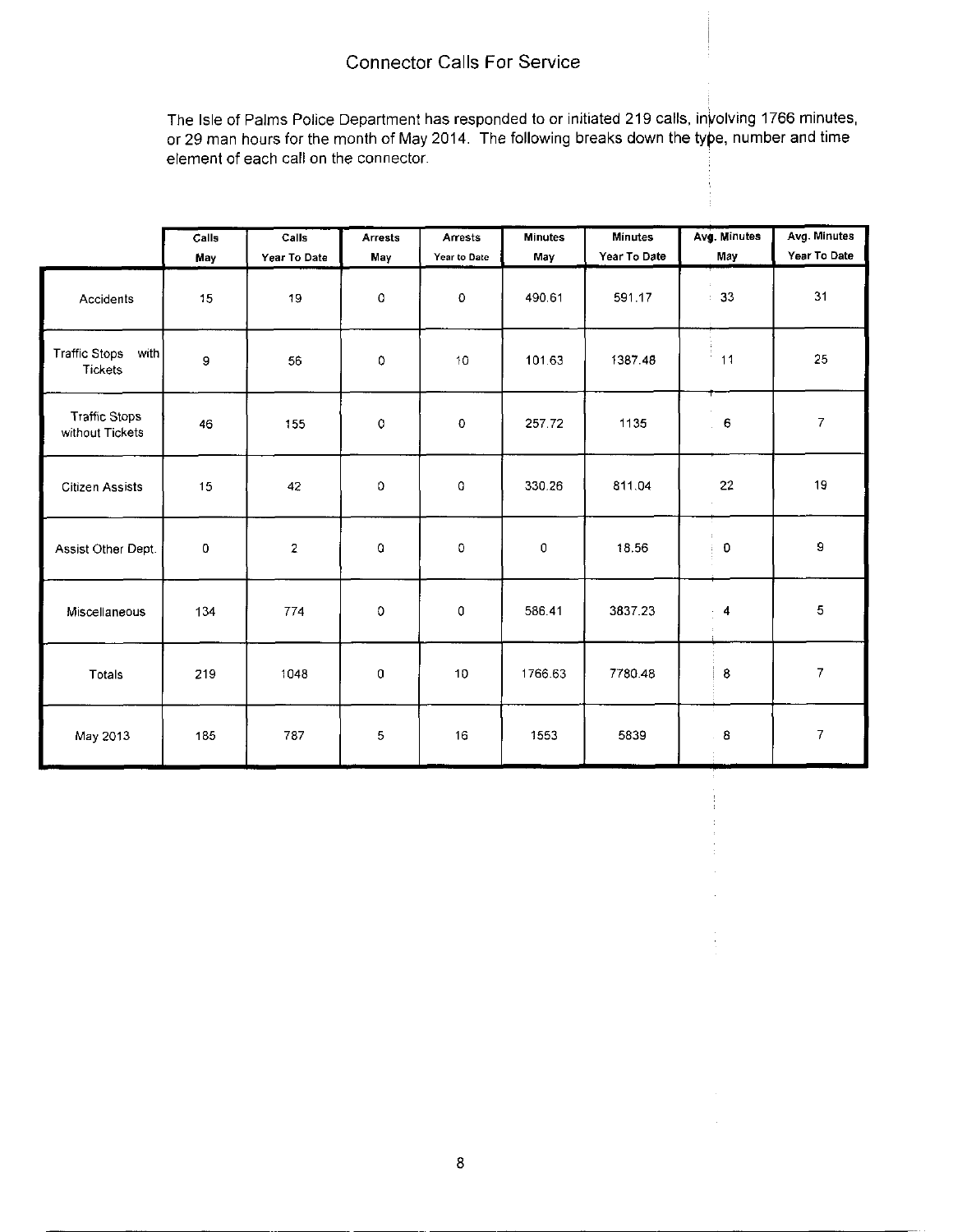# Connector Calls For Service

The Isle of Palms Police Department has responded to or initiated 219 calls, involving 1766 minutes, or 29 man hours for the month of May 2014. The following breaks down the type, number and time element of each call on the connector.

| | Calls May | Calls Year To Date | Arrests May | Arrests Year to Date | Minutes May | Minutes Year To Date | Avg. Minutes May | Avg. Minutes Year To Date |
|---|---|---|---|---|---|---|---|---|
| Accidents | 15 | 19 | 0 | 0 | 490.61 | 591.17 | 33 | 31 |
| Traffic Stops with Tickets | 9 | 56 | 0 | 10 | 101.63 | 1387.48 | 11 | 25 |
| Traffic Stops without Tickets | 46 | 155 | 0 | 0 | 257.72 | 1135 | 6 | 7 |
| Citizen Assists | 15 | 42 | 0 | 0 | 330.26 | 811.04 | 22 | 19 |
| Assist Other Dept. | 0 | 2 | 0 | 0 | 0 | 18.56 | 0 | 9 |
| Miscellaneous | 134 | 774 | 0 | 0 | 586.41 | 3837.23 | 4 | 5 |
| Totals | 219 | 1048 | 0 | 10 | 1766.63 | 7780.48 | 8 | 7 |
| May 2013 | 185 | 787 | 5 | 16 | 1553 | 5839 | 8 | 7 |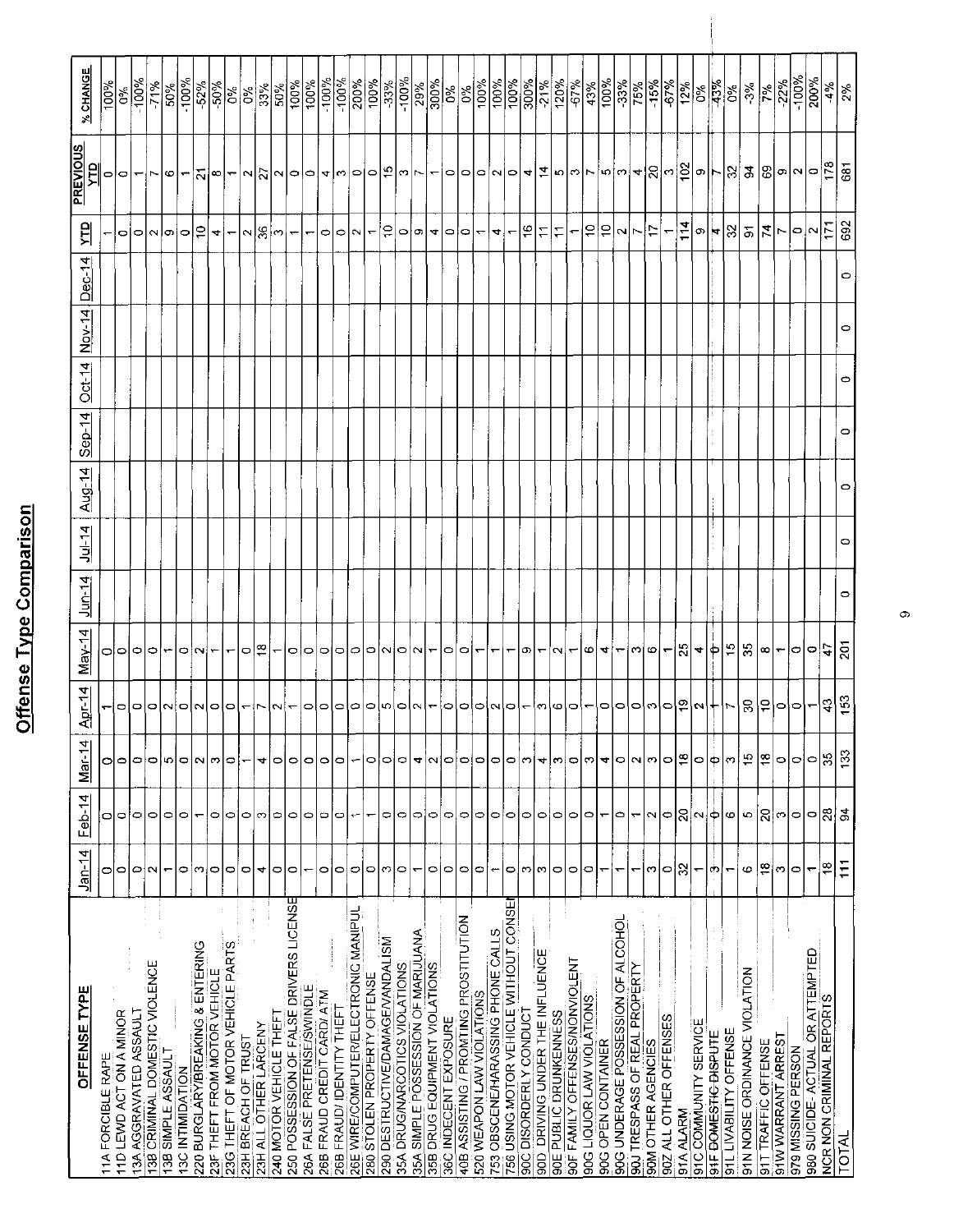# Offense Type Comparison

| OFFENSE TYPE | Jan-14 | Feb-14 | Mar-14 | Apr-14 | May-14 | Jun-14 | Jul-14 | Aug-14 | Sep-14 | Oct-14 | Nov-14 | Dec-14 | YTD | PREVIOUS YTD | % CHANGE |
|---|---|---|---|---|---|---|---|---|---|---|---|---|---|---|---|
| 11A FORCIBLE RAPE | 0 | 0 | 0 | 1 | 0 | | | | | | | | 1 | 0 | 100% |
| 11D LEWD ACT ON A MINOR | 0 | 0 | 0 | 0 | 0 | | | | | | | | 0 | 0 | 0% |
| 13A AGGRAVATED ASSAULT | 0 | 0 | 0 | 0 | 0 | | | | | | | | 0 | 1 | -100% |
| 13B CRIMINAL DOMESTIC VIOLENCE | 2 | 0 | 0 | 0 | 0 | | | | | | | | 2 | 7 | -71% |
| 13B SIMPLE ASSAULT | 1 | 0 | 5 | 2 | 1 | | | | | | | | 9 | 6 | 50% |
| 13C INTIMIDATION | 0 | 0 | 0 | 0 | 0 | | | | | | | | 0 | 1 | -100% |
| 220 BURGLARY/BREAKING & ENTERING | 3 | 1 | 2 | 2 | 2 | | | | | | | | 10 | 21 | -52% |
| 23F THEFT FROM MOTOR VEHICLE | 0 | 0 | 3 | 0 | 1 | | | | | | | | 4 | 8 | -50% |
| 23G THEFT OF MOTOR VEHICLE PARTS | 0 | 0 | 0 | 0 | 1 | | | | | | | | 1 | 1 | 0% |
| 23H BREACH OF TRUST | 0 | 0 | 1 | 1 | 0 | | | | | | | | 2 | 2 | 0% |
| 23H ALL OTHER LARCENY | 4 | 3 | 4 | 7 | 18 | | | | | | | | 36 | 27 | 33% |
| 240 MOTOR VEHICLE THEFT | 0 | 0 | 0 | 2 | 1 | | | | | | | | 3 | 2 | 50% |
| 250 POSSESSION OF FALSE DRIVERS LICENSE | 0 | 0 | 0 | 1 | 0 | | | | | | | | 1 | 0 | 100% |
| 26A FALSE PRETENSE/SWINDLE | 1 | 0 | 0 | 0 | 0 | | | | | | | | 1 | 0 | 100% |
| 26B FRAUD CREDIT CARD/ ATM | 0 | 0 | 0 | 0 | 0 | | | | | | | | 0 | 4 | -100% |
| 26B FRAUD/ IDENTITY THEFT | 0 | 0 | 0 | 0 | 0 | | | | | | | | 0 | 3 | -100% |
| 26E WIRE/COMPUTER/ELECTRONIC MANIPUL | 0 | 1 | 1 | 0 | 0 | | | | | | | | 2 | 0 | 200% |
| 280 STOLEN PROPERTY OFFENSE | 0 | 1 | 0 | 0 | 0 | | | | | | | | 1 | 0 | 100% |
| 290 DESTRUCTIVE/DAMAGE/VANDALISM | 3 | 0 | 0 | 5 | 2 | | | | | | | | 10 | 15 | -33% |
| 35A DRUG/NARCOTICS VIOLATIONS | 0 | 0 | 0 | 0 | 0 | | | | | | | | 0 | 3 | -100% |
| 35A SIMPLE POSSESSION OF MARIJUANA | 1 | 0 | 4 | 2 | 2 | | | | | | | | 9 | 7 | 29% |
| 35B DRUG EQUIPMENT VIOLATIONS | 0 | 0 | 2 | 1 | 1 | | | | | | | | 4 | 1 | 300% |
| 36C INDECENT EXPOSURE | 0 | 0 | 0 | 0 | 0 | | | | | | | | 0 | 0 | 0% |
| 40B ASSISTING / PROMOTING PROSTITUTION | 0 | 0 | 0 | 0 | 0 | | | | | | | | 0 | 0 | 0% |
| 520 WEAPON LAW VIOLATIONS | 0 | 0 | 0 | 0 | 1 | | | | | | | | 1 | 0 | 100% |
| 753 OBSCENE/HARASSING PHONE CALLS | 1 | 0 | 0 | 2 | 1 | | | | | | | | 4 | 2 | 100% |
| 756 USING MOTOR VEHICLE WITHOUT CONSE | 0 | 0 | 0 | 0 | 1 | | | | | | | | 1 | 0 | 100% |
| 90C DISORDERLY CONDUCT | 3 | 0 | 3 | 1 | 9 | | | | | | | | 16 | 4 | 300% |
| 90D DRIVING UNDER THE INFLUENCE | 3 | 0 | 4 | 3 | 1 | | | | | | | | 11 | 14 | -21% |
| 90E PUBLIC DRUNKENNESS | 0 | 0 | 3 | 6 | 2 | | | | | | | | 11 | 5 | 120% |
| 90F FAMILY OFFENSES/NONVIOLENT | 0 | 0 | 0 | 0 | 1 | | | | | | | | 1 | 3 | -67% |
| 90G LIQUOR LAW VIOLATIONS | 0 | 0 | 3 | 1 | 6 | | | | | | | | 10 | 7 | 43% |
| 90G OPEN CONTAINER | 1 | 1 | 4 | 0 | 4 | | | | | | | | 10 | 5 | 100% |
| 90G UNDERAGE POSSESSION OF ALCOHOL | 1 | 0 | 0 | 0 | 1 | | | | | | | | 2 | 3 | -33% |
| 90J TRESPASS OF REAL PROPERTY | 1 | 1 | 2 | 0 | 3 | | | | | | | | 7 | 4 | 75% |
| 90M OTHER AGENCIES | 3 | 2 | 3 | 3 | 6 | | | | | | | | 17 | 20 | -15% |
| 90Z ALL OTHER OFFENSES | 0 | 0 | 0 | 0 | 1 | | | | | | | | 1 | 3 | -67% |
| 91A ALARM | 32 | 20 | 18 | 19 | 25 | | | | | | | | 114 | 102 | 12% |
| 91C COMMUNITY SERVICE | 1 | 2 | 0 | 2 | 4 | | | | | | | | 9 | 9 | 0% |
| 91F DOMESTIC DISPUTE | 3 | 0 | 0 | 1 | 0 | | | | | | | | 4 | 7 | -43% |
| 91L LIVABILITY OFFENSE | 1 | 6 | 3 | 7 | 15 | | | | | | | | 32 | 32 | 0% |
| 91N NOISE ORDINANCE VIOLATION | 6 | 5 | 15 | 30 | 35 | | | | | | | | 91 | 94 | -3% |
| 91T TRAFFIC OFFENSE | 18 | 20 | 18 | 10 | 8 | | | | | | | | 74 | 69 | 7% |
| 91W WARRANT ARREST | 3 | 3 | 0 | 0 | 1 | | | | | | | | 7 | 9 | -22% |
| 979 MISSING PERSON | 0 | 0 | 0 | 0 | 0 | | | | | | | | 0 | 2 | -100% |
| 980 SUICIDE- ACTUAL OR ATTEMPTED | 1 | 0 | 0 | 1 | 0 | | | | | | | | 2 | 0 | 200% |
| NCR NON CRIMINAL REPORTS | 18 | 28 | 35 | 43 | 47 | | | | | | | | 171 | 178 | -4% |
| TOTAL | 111 | 94 | 133 | 153 | 201 | 0 | 0 | 0 | 0 | 0 | 0 | 0 | 692 | 681 | 2% |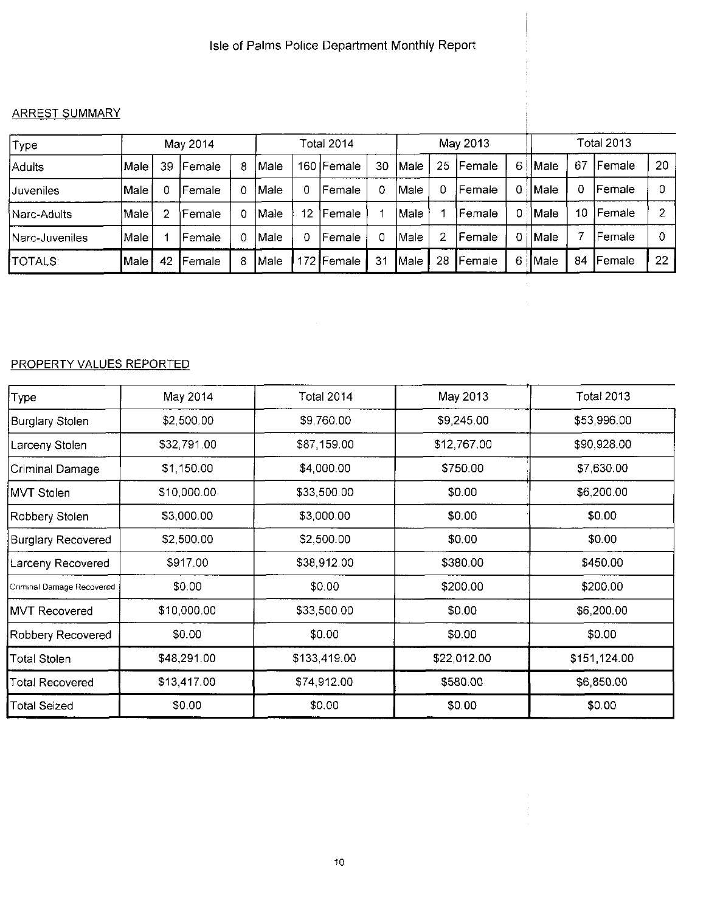# Isle of Palms Police Department Monthly Report

## ARREST SUMMARY

| Type | May 2014 | | | | Total 2014 | | | | May 2013 | | | | Total 2013 | | | |
|---|---|---|---|---|---|---|---|---|---|---|---|---|---|---|---|---|
| Adults | Male | 39 | Female | 8 | Male | 160 | Female | 30 | Male | 25 | Female | 6 | Male | 67 | Female | 20 |
| Juveniles | Male | 0 | Female | 0 | Male | 0 | Female | 0 | Male | 0 | Female | 0 | Male | 0 | Female | 0 |
| Narc-Adults | Male | 2 | Female | 0 | Male | 12 | Female | 1 | Male | 1 | Female | 0 | Male | 10 | Female | 2 |
| Narc-Juveniles | Male | 1 | Female | 0 | Male | 0 | Female | 0 | Male | 2 | Female | 0 | Male | 7 | Female | 0 |
| TOTALS: | Male | 42 | Female | 8 | Male | 172 | Female | 31 | Male | 28 | Female | 6 | Male | 84 | Female | 22 |

## PROPERTY VALUES REPORTED

| Type | May 2014 | Total 2014 | May 2013 | Total 2013 |
|---|---|---|---|---|
| Burglary Stolen | $2,500.00 | $9,760.00 | $9,245.00 | $53,996.00 |
| Larceny Stolen | $32,791.00 | $87,159.00 | $12,767.00 | $90,928.00 |
| Criminal Damage | $1,150.00 | $4,000.00 | $750.00 | $7,630.00 |
| MVT Stolen | $10,000.00 | $33,500.00 | $0.00 | $6,200.00 |
| Robbery Stolen | $3,000.00 | $3,000.00 | $0.00 | $0.00 |
| Burglary Recovered | $2,500.00 | $2,500.00 | $0.00 | $0.00 |
| Larceny Recovered | $917.00 | $38,912.00 | $380.00 | $450.00 |
| Criminal Damage Recovered | $0.00 | $0.00 | $200.00 | $200.00 |
| MVT Recovered | $10,000.00 | $33,500.00 | $0.00 | $6,200.00 |
| Robbery Recovered | $0.00 | $0.00 | $0.00 | $0.00 |
| Total Stolen | $48,291.00 | $133,419.00 | $22,012.00 | $151,124.00 |
| Total Recovered | $13,417.00 | $74,912.00 | $580.00 | $6,850.00 |
| Total Seized | $0.00 | $0.00 | $0.00 | $0.00 |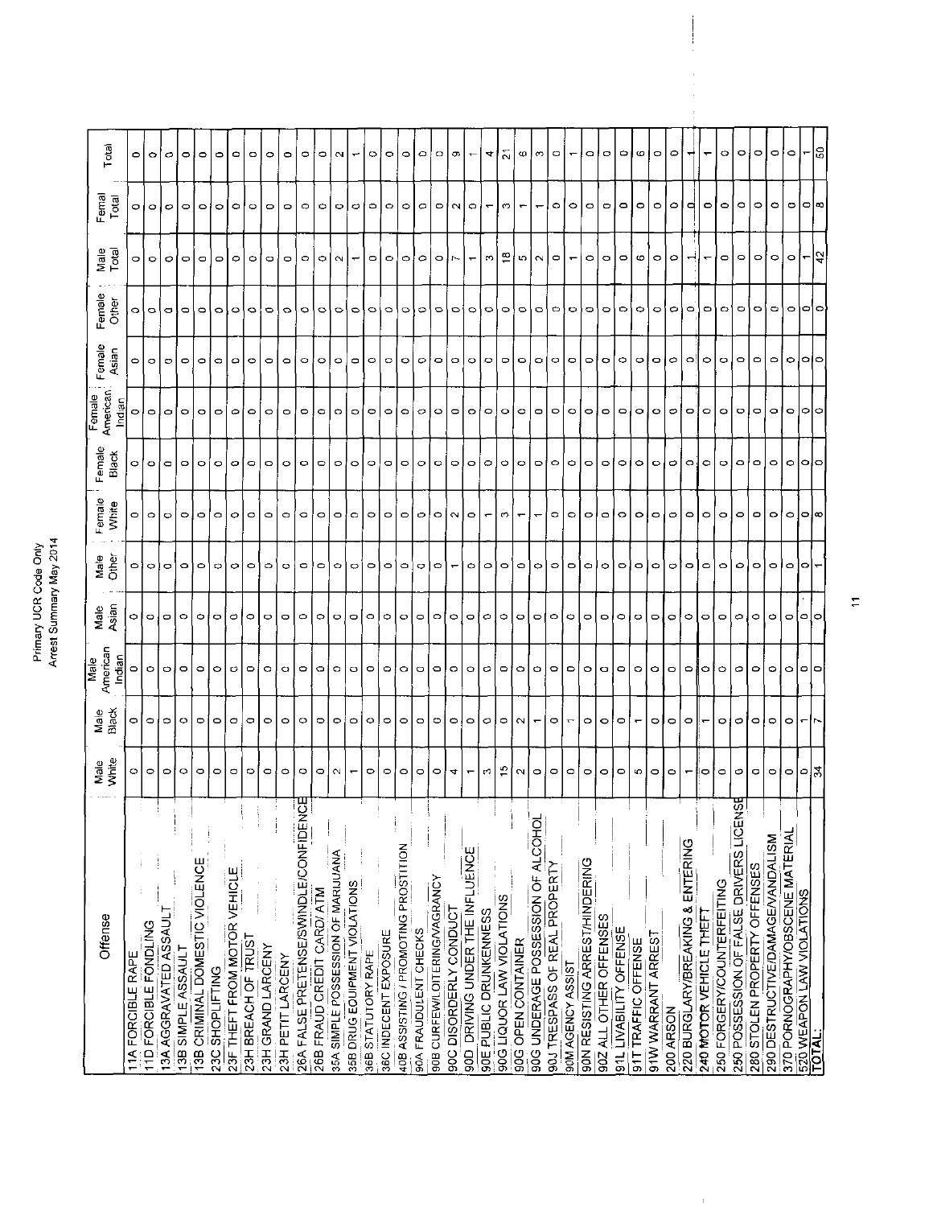Primary UCR Code Only
Arrest Summary May 2014

| Offense | Male White | Male Black | Male American Indian | Male Asian | Male Other | Female White | Female Black | Female American Indian | Female Asian | Female Other | Male Total | Femal Total | Total |
|---|---|---|---|---|---|---|---|---|---|---|---|---|---|
| 11A FORCIBLE RAPE | 0 | 0 | 0 | 0 | 0 | 0 | 0 | 0 | 0 | 0 | 0 | 0 | 0 |
| 11D FORCIBLE FONDLING | 0 | 0 | 0 | 0 | 0 | 0 | 0 | 0 | 0 | 0 | 0 | 0 | 0 |
| 13A AGGRAVATED ASSAULT | 0 | 0 | 0 | 0 | 0 | 0 | 0 | 0 | 0 | 0 | 0 | 0 | 0 |
| 13B SIMPLE ASSAULT | 0 | 0 | 0 | 0 | 0 | 0 | 0 | 0 | 0 | 0 | 0 | 0 | 0 |
| 13B CRIMINAL DOMESTIC VIOLENCE | 0 | 0 | 0 | 0 | 0 | 0 | 0 | 0 | 0 | 0 | 0 | 0 | 0 |
| 23C SHOPLIFTING | 0 | 0 | 0 | 0 | 0 | 0 | 0 | 0 | 0 | 0 | 0 | 0 | 0 |
| 23F THEFT FROM MOTOR VEHICLE | 0 | 0 | 0 | 0 | 0 | 0 | 0 | 0 | 0 | 0 | 0 | 0 | 0 |
| 23H BREACH OF TRUST | 0 | 0 | 0 | 0 | 0 | 0 | 0 | 0 | 0 | 0 | 0 | 0 | 0 |
| 23H GRAND LARCENY | 0 | 0 | 0 | 0 | 0 | 0 | 0 | 0 | 0 | 0 | 0 | 0 | 0 |
| 23H PETIT LARCENY | 0 | 0 | 0 | 0 | 0 | 0 | 0 | 0 | 0 | 0 | 0 | 0 | 0 |
| 26A FALSE PRETENSE/SWINDLE/CONFIDENCE | 0 | 0 | 0 | 0 | 0 | 0 | 0 | 0 | 0 | 0 | 0 | 0 | 0 |
| 26B FRAUD CREDIT CARD/ ATM | 0 | 0 | 0 | 0 | 0 | 0 | 0 | 0 | 0 | 0 | 0 | 0 | 0 |
| 35A SIMPLE POSSESSION OF MARIJUANA | 2 | 0 | 0 | 0 | 0 | 0 | 0 | 0 | 0 | 0 | 2 | 0 | 2 |
| 35B DRUG EQUIPMENT VIOLATIONS | 1 | 0 | 0 | 0 | 0 | 0 | 0 | 0 | 0 | 0 | 1 | 0 | 1 |
| 36B STATUTORY RAPE | 0 | 0 | 0 | 0 | 0 | 0 | 0 | 0 | 0 | 0 | 0 | 0 | 0 |
| 36C INDECENT EXPOSURE | 0 | 0 | 0 | 0 | 0 | 0 | 0 | 0 | 0 | 0 | 0 | 0 | 0 |
| 40B ASSISTING / PROMOTING PROSTITION | 0 | 0 | 0 | 0 | 0 | 0 | 0 | 0 | 0 | 0 | 0 | 0 | 0 |
| 90A FRAUDULENT CHECKS | 0 | 0 | 0 | 0 | 0 | 0 | 0 | 0 | 0 | 0 | 0 | 0 | 0 |
| 90B CURFEW/LOITERING/VAGRANCY | 0 | 0 | 0 | 0 | 0 | 0 | 0 | 0 | 0 | 0 | 0 | 0 | 0 |
| 90C DISORDERLY CONDUCT | 4 | 0 | 0 | 0 | 1 | 2 | 0 | 0 | 0 | 0 | 7 | 2 | 9 |
| 90D DRIVING UNDER THE INFLUENCE | 1 | 0 | 0 | 0 | 0 | 0 | 0 | 0 | 0 | 0 | 1 | 0 | 1 |
| 90E PUBLIC DRUNKENNESS | 3 | 0 | 0 | 0 | 0 | 1 | 0 | 0 | 0 | 0 | 3 | 1 | 4 |
| 90G LIQUOR LAW VIOLATIONS | 15 | 0 | 0 | 0 | 0 | 3 | 0 | 0 | 0 | 0 | 18 | 3 | 21 |
| 90G OPEN CONTAINER | 2 | 2 | 0 | 0 | 0 | 1 | 0 | 0 | 0 | 0 | 5 | 1 | 6 |
| 90G UNDERAGE POSSESSION OF ALCOHOL | 0 | 1 | 0 | 0 | 0 | 1 | 0 | 0 | 0 | 0 | 2 | 1 | 3 |
| 90J TRESPASS OF REAL PROPERTY | 0 | 0 | 0 | 0 | 0 | 0 | 0 | 0 | 0 | 0 | 0 | 0 | 0 |
| 90M AGENCY ASSIST | 0 | 1 | 0 | 0 | 0 | 0 | 0 | 0 | 0 | 0 | 1 | 0 | 1 |
| 90N RESISTING ARREST/HINDERING | 0 | 0 | 0 | 0 | 0 | 0 | 0 | 0 | 0 | 0 | 0 | 0 | 0 |
| 90Z ALL OTHER OFFENSES | 0 | 0 | 0 | 0 | 0 | 0 | 0 | 0 | 0 | 0 | 0 | 0 | 0 |
| 91L LIVABILITY OFFENSE | 0 | 0 | 0 | 0 | 0 | 0 | 0 | 0 | 0 | 0 | 0 | 0 | 0 |
| 91T TRAFFIC OFFENSE | 5 | 1 | 0 | 0 | 0 | 0 | 0 | 0 | 0 | 0 | 6 | 0 | 6 |
| 91W WARRANT ARREST | 0 | 0 | 0 | 0 | 0 | 0 | 0 | 0 | 0 | 0 | 0 | 0 | 0 |
| 200 ARSON | 0 | 0 | 0 | 0 | 0 | 0 | 0 | 0 | 0 | 0 | 0 | 0 | 0 |
| 220 BURGLARY/BREAKING & ENTERING | 1 | 0 | 0 | 0 | 0 | 0 | 0 | 0 | 0 | 0 | 1 | 0 | 1 |
| 240 MOTOR VEHICLE THEFT | 0 | 1 | 0 | 0 | 0 | 0 | 0 | 0 | 0 | 0 | 1 | 0 | 1 |
| 250 FORGERY/COUNTERFEITING | 0 | 0 | 0 | 0 | 0 | 0 | 0 | 0 | 0 | 0 | 0 | 0 | 0 |
| 250 POSSESSION OF FALSE DRIVERS LICENSE | 0 | 0 | 0 | 0 | 0 | 0 | 0 | 0 | 0 | 0 | 0 | 0 | 0 |
| 280 STOLEN PROPERTY OFFENSES | 0 | 0 | 0 | 0 | 0 | 0 | 0 | 0 | 0 | 0 | 0 | 0 | 0 |
| 290 DESTRUCTIVE/DAMAGE/VANDALISM | 0 | 0 | 0 | 0 | 0 | 0 | 0 | 0 | 0 | 0 | 0 | 0 | 0 |
| 370 PORNOGRAPHY/OBSCENE MATERIAL | 0 | 0 | 0 | 0 | 0 | 0 | 0 | 0 | 0 | 0 | 0 | 0 | 0 |
| 520 WEAPON LAW VIOLATIONS | 0 | 1 | 0 | 0 | 0 | 0 | 0 | 0 | 0 | 0 | 1 | 0 | 1 |
| TOTAL: | 34 | 7 | 0 | 0 | 1 | 8 | 0 | 0 | 0 | 0 | 42 | 8 | 50 |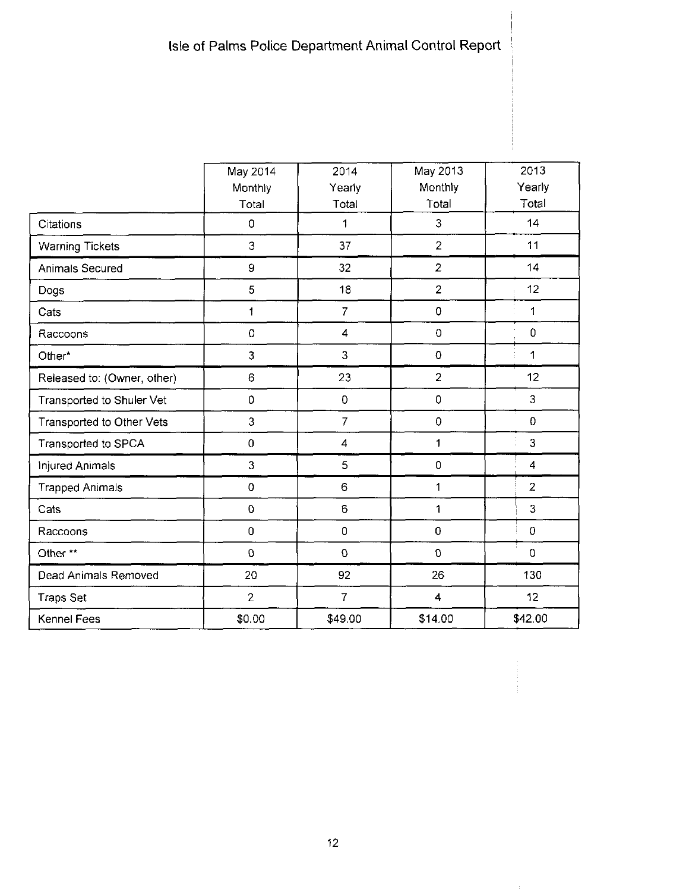# Isle of Palms Police Department Animal Control Report

| | May 2014 Monthly Total | 2014 Yearly Total | May 2013 Monthly Total | 2013 Yearly Total |
|---|---|---|---|---|
| Citations | 0 | 1 | 3 | 14 |
| Warning Tickets | 3 | 37 | 2 | 11 |
| Animals Secured | 9 | 32 | 2 | 14 |
| Dogs | 5 | 18 | 2 | 12 |
| Cats | 1 | 7 | 0 | 1 |
| Raccoons | 0 | 4 | 0 | 0 |
| Other* | 3 | 3 | 0 | 1 |
| Released to: (Owner, other) | 6 | 23 | 2 | 12 |
| Transported to Shuler Vet | 0 | 0 | 0 | 3 |
| Transported to Other Vets | 3 | 7 | 0 | 0 |
| Transported to SPCA | 0 | 4 | 1 | 3 |
| Injured Animals | 3 | 5 | 0 | 4 |
| Trapped Animals | 0 | 6 | 1 | 2 |
| Cats | 0 | 6 | 1 | 3 |
| Raccoons | 0 | 0 | 0 | 0 |
| Other ** | 0 | 0 | 0 | 0 |
| Dead Animals Removed | 20 | 92 | 26 | 130 |
| Traps Set | 2 | 7 | 4 | 12 |
| Kennel Fees | $0.00 | $49.00 | $14.00 | $42.00 |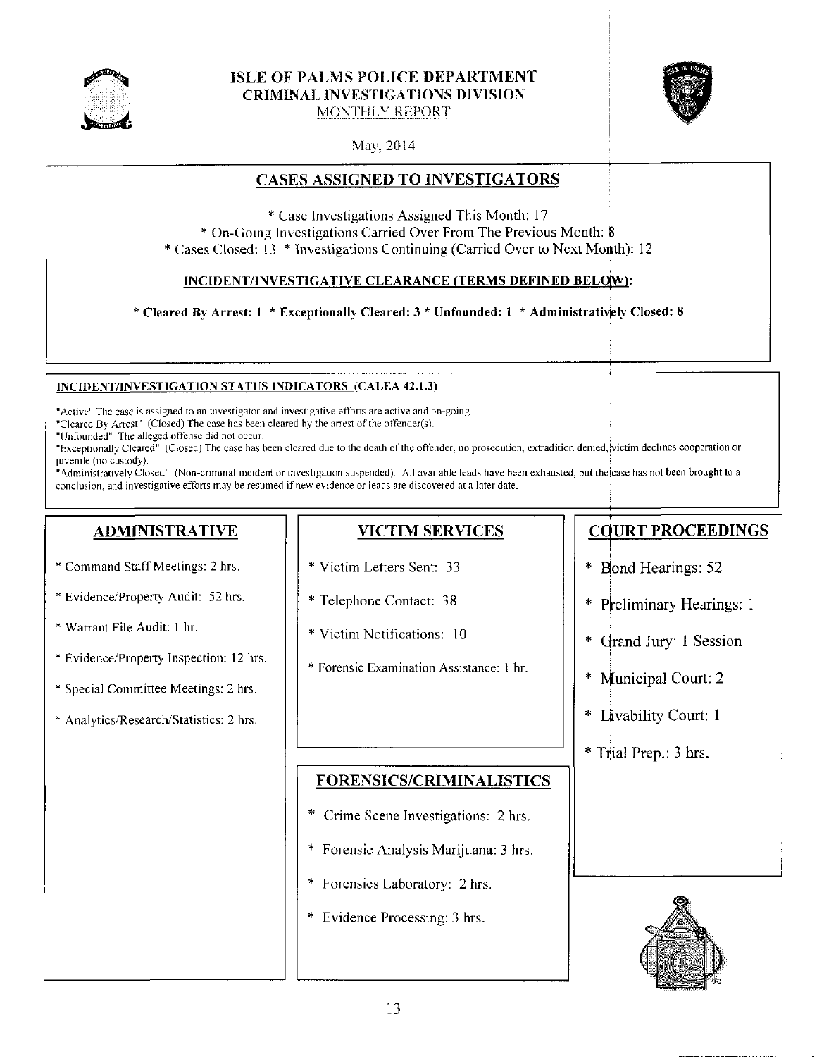# ISLE OF PALMS POLICE DEPARTMENT
## CRIMINAL INVESTIGATIONS DIVISION
MONTHLY REPORT

May, 2014

## CASES ASSIGNED TO INVESTIGATORS

* Case Investigations Assigned This Month: 17
* On-Going Investigations Carried Over From The Previous Month: 8
* Cases Closed: 13 * Investigations Continuing (Carried Over to Next Month): 12

**INCIDENT/INVESTIGATIVE CLEARANCE (TERMS DEFINED BELOW):**

**\* Cleared By Arrest: 1 \* Exceptionally Cleared: 3 \* Unfounded: 1 \* Administratively Closed: 8**

**INCIDENT/INVESTIGATION STATUS INDICATORS (CALEA 42.1.3)**

"Active" The case is assigned to an investigator and investigative efforts are active and on-going.
"Cleared By Arrest" (Closed) The case has been cleared by the arrest of the offender(s).
"Unfounded" The alleged offense did not occur.
"Exceptionally Cleared" (Closed) The case has been cleared due to the death of the offender, no prosecution, extradition denied, victim declines cooperation or juvenile (no custody).
"Administratively Closed" (Non-criminal incident or investigation suspended). All available leads have been exhausted, but the case has not been brought to a conclusion, and investigative efforts may be resumed if new evidence or leads are discovered at a later date.

## ADMINISTRATIVE

* Command Staff Meetings: 2 hrs.
* Evidence/Property Audit: 52 hrs.
* Warrant File Audit: 1 hr.
* Evidence/Property Inspection: 12 hrs.
* Special Committee Meetings: 2 hrs.
* Analytics/Research/Statistics: 2 hrs.

## VICTIM SERVICES

* Victim Letters Sent: 33
* Telephone Contact: 38
* Victim Notifications: 10
* Forensic Examination Assistance: 1 hr.

## FORENSICS/CRIMINALISTICS

* Crime Scene Investigations: 2 hrs.
* Forensic Analysis Marijuana: 3 hrs.
* Forensics Laboratory: 2 hrs.
* Evidence Processing: 3 hrs.

## COURT PROCEEDINGS

* Bond Hearings: 52
* Preliminary Hearings: 1
* Grand Jury: 1 Session
* Municipal Court: 2
* Livability Court: 1
* Trial Prep.: 3 hrs.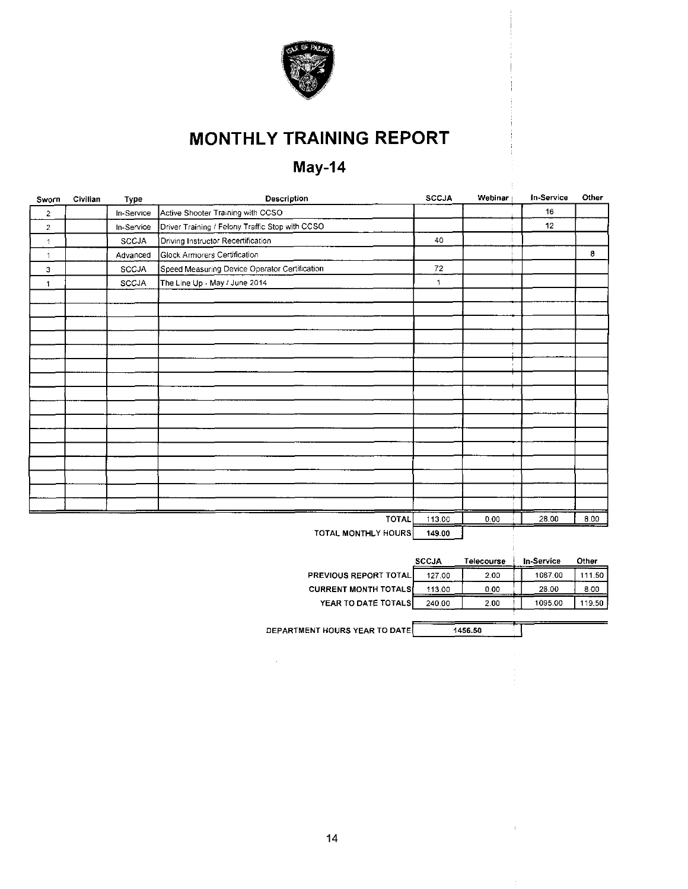# MONTHLY TRAINING REPORT

## May-14

| Sworn | Civilian | Type | Description | SCCJA | Webinar | In-Service | Other |
|---|---|---|---|---|---|---|---|
| 2 | | In-Service | Active Shooter Training with CCSO | | | 16 | |
| 2 | | In-Service | Driver Training / Felony Traffic Stop with CCSO | | | 12 | |
| 1 | | SCCJA | Driving Instructor Recertification | 40 | | | |
| 1 | | Advanced | Glock Armorers Certification | | | | 8 |
| 3 | | SCCJA | Speed Measuring Device Operator Certification | 72 | | | |
| 1 | | SCCJA | The Line Up - May / June 2014 | 1 | | | |
| | | | **TOTAL** | 113.00 | 0.00 | 28.00 | 8.00 |
| | | | **TOTAL MONTHLY HOURS** | 149.00 | | | |

| | SCCJA | Telecourse | In-Service | Other |
|---|---|---|---|---|
| **PREVIOUS REPORT TOTAL** | 127.00 | 2.00 | 1067.00 | 111.50 |
| **CURRENT MONTH TOTALS** | 113.00 | 0.00 | 28.00 | 8.00 |
| **YEAR TO DATE TOTALS** | 240.00 | 2.00 | 1095.00 | 119.50 |

**DEPARTMENT HOURS YEAR TO DATE** 1456.50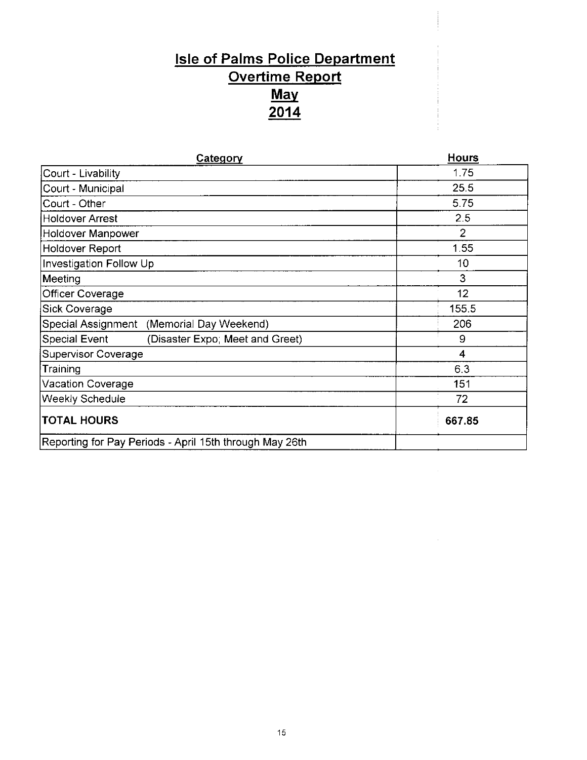# Isle of Palms Police Department
## Overtime Report
## May
## 2014

| Category | Hours |
|---|---|
| Court - Livability | 1.75 |
| Court - Municipal | 25.5 |
| Court - Other | 5.75 |
| Holdover Arrest | 2.5 |
| Holdover Manpower | 2 |
| Holdover Report | 1.55 |
| Investigation Follow Up | 10 |
| Meeting | 3 |
| Officer Coverage | 12 |
| Sick Coverage | 155.5 |
| Special Assignment (Memorial Day Weekend) | 206 |
| Special Event (Disaster Expo; Meet and Greet) | 9 |
| Supervisor Coverage | 4 |
| Training | 6.3 |
| Vacation Coverage | 151 |
| Weekly Schedule | 72 |
| **TOTAL HOURS** | **667.85** |
| Reporting for Pay Periods - April 15th through May 26th | |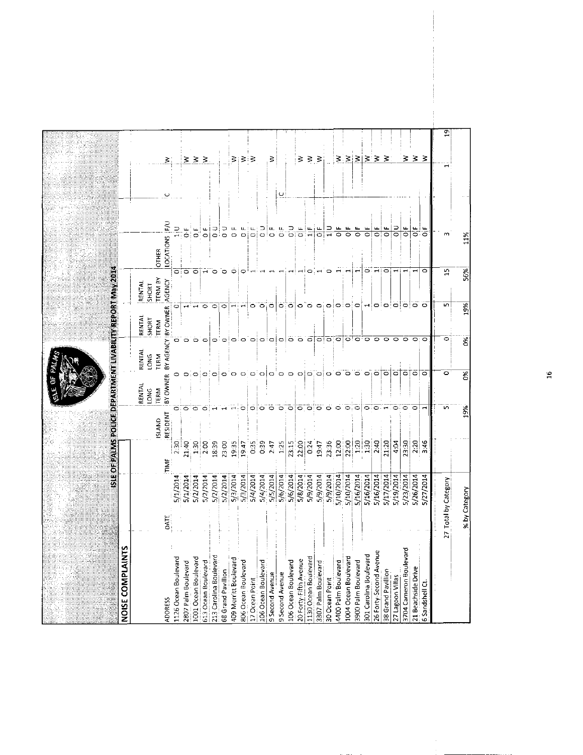# ISLE OF PALMS POLICE DEPARTMENT LIVABILITY REPORT May 2014

## NOISE COMPLAINTS

| ADDRESS | DATE | TIME | ISLAND RESIDENT | RENTAL LONG TERM BY OWNER | RENTAL LONG TERM BY AGENCY | RENTAL SHORT TERM BY OWNER | RENTAL SHORT TERM BY AGENCY | OTHER LOCATIONS | F/U | | |
|---|---|---|---|---|---|---|---|---|---|---|---|
| 1126 Ocean Boulevard | 5/1/2014 | 2:30 | 0 | 0 | 0 | 0 | 0 | 1 | U | C | W |
| 2807 Palm Boulevard | 5/1/2014 | 21:40 | 0 | 0 | 0 | 1 | 0 | 0 | F | | W |
| 1001 Ocean Boulevard | 5/2/2014 | 1:30 | 0 | 0 | 0 | 1 | 0 | 0 | F | | W |
| 613 Ocean Boulevard | 5/2/2014 | 2:00 | 0 | 0 | 0 | 0 | 1 | 0 | F | | W |
| 213 Carolina Boulevard | 5/2/2014 | 18:39 | 1 | 0 | 0 | 0 | 0 | 0 | U | | |
| 68 Grand Pavillion | 5/2/2014 | 23:00 | 1 | 0 | 0 | 0 | 0 | 0 | U | | |
| 409 Merritt Boulevard | 5/3/2014 | 19:35 | 1 | 0 | 0 | 1 | 0 | 0 | F | | W |
| 806 Ocean Boulevard | 5/3/2014 | 19:47 | 0 | 0 | 0 | 1 | 0 | 0 | F | | W |
| 17 Ocean Point | 5/4/2014 | 0:35 | 0 | 0 | 0 | 0 | 1 | 0 | F | | W |
| 106 Ocean Boulevard | 5/4/2014 | 0:39 | 0 | 0 | 0 | 0 | 1 | 0 | U | | |
| 9 Second Avenue | 5/5/2014 | 2:47 | 0 | 0 | 0 | 0 | 1 | 0 | F | | W |
| 9 Second Avenue | 5/6/2014 | 1:25 | 0 | 0 | 0 | 0 | 1 | 0 | F | | |
| 106 Ocean Boulevard | 5/6/2014 | 23:15 | 0 | 0 | 0 | 0 | 1 | 0 | U | C | |
| 20 Forty-Fifth Avenue | 5/8/2014 | 22:00 | 0 | 0 | 0 | 0 | 1 | 0 | F | | W |
| 1130 Ocean Boulevard | 5/9/2014 | 0:24 | 0 | 0 | 0 | 0 | 0 | 1 | F | | W |
| 3307 Palm Boulevard | 5/9/2014 | 19:47 | 0 | 0 | 0 | 0 | 1 | 0 | F | | W |
| 30 Ocean Point | 5/9/2014 | 23:36 | 0 | 0 | 0 | 0 | 0 | 1 | U | | |
| 4400 Palm Boulevard | 5/10/2014 | 12:00 | 0 | 0 | 0 | 0 | 1 | 0 | F | | W |
| 1004 Ocean Boulevard | 5/10/2014 | 22:00 | 0 | 0 | 0 | 0 | 1 | 0 | F | | W |
| 3900 Palm Boulevard | 5/16/2014 | 1:20 | 0 | 0 | 0 | 0 | 1 | 0 | F | | W |
| 301 Carolina Boulevard | 5/16/2014 | 1:30 | 0 | 0 | 0 | 1 | 0 | 0 | F | | W |
| 26 Forty-Second Avenue | 5/16/2014 | 2:40 | 0 | 0 | 0 | 0 | 1 | 0 | F | | W |
| 38 Grand Pavillion | 5/17/2014 | 21:20 | 1 | 0 | 0 | 0 | 0 | 0 | F | | W |
| 27 Lagoon Villas | 5/19/2014 | 4:04 | 0 | 0 | 0 | 0 | 1 | 0 | U | | |
| 3704 Cameron Boulevard | 5/23/2014 | 23:30 | 0 | 0 | 0 | 0 | 1 | 0 | F | | W |
| 21 Beachside Drive | 5/26/2014 | 2:20 | 0 | 0 | 0 | 0 | 1 | 0 | F | | W |
| 6 Sandshell Ct. | 5/27/2014 | 3:46 | 1 | 0 | 0 | 0 | 0 | 0 | F | | W |
| 27 Total by Category | | | 5 | 0 | 0 | 5 | 15 | 3 | | 1 | 19 |
| % by Category | | | 19% | 0% | 0% | 19% | 56% | 11% | | | |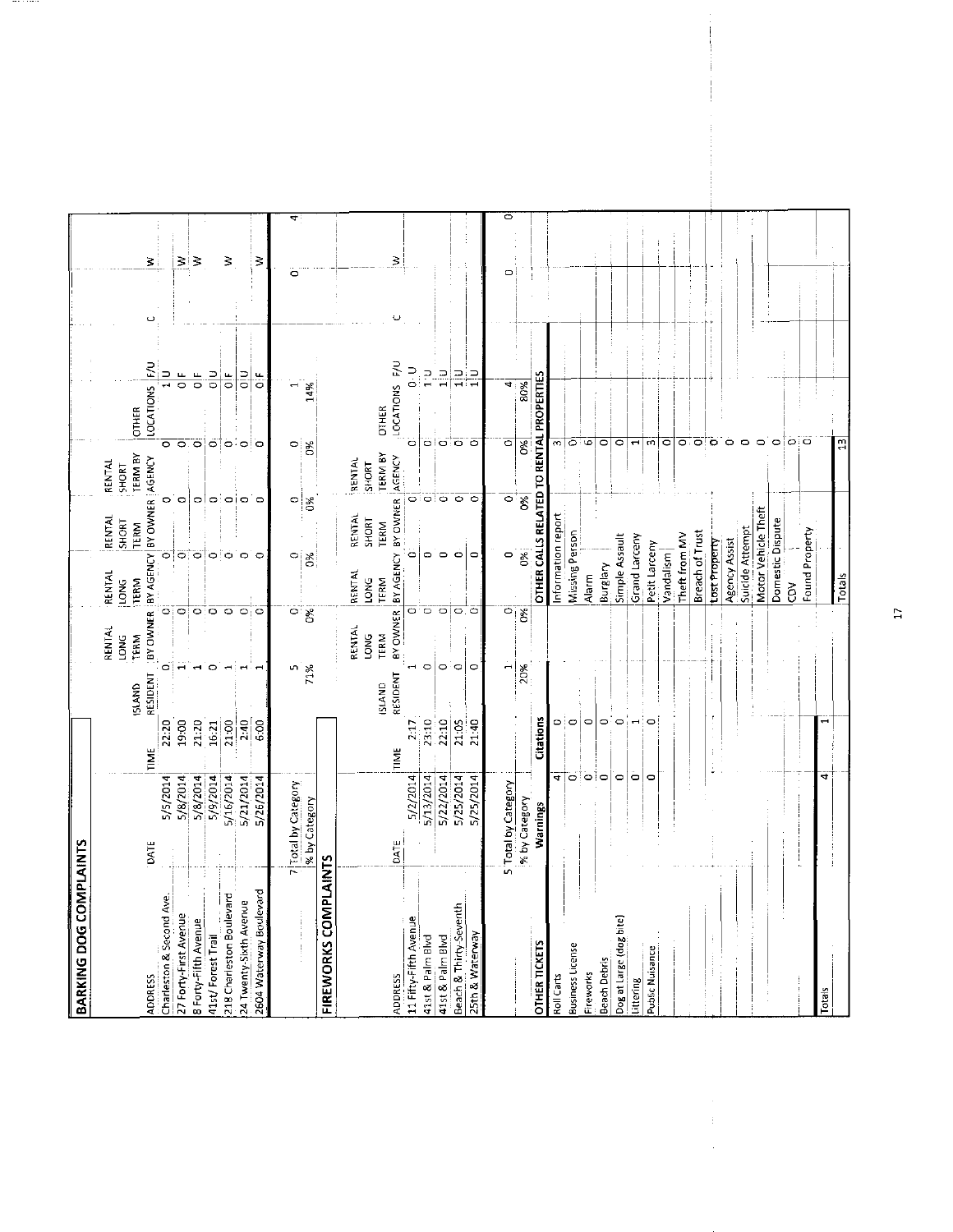## BARKING DOG COMPLAINTS

| ADDRESS | DATE | TIME | ISLAND RESIDENT | RENTAL LONG TERM BY OWNER | RENTAL LONG TERM BY AGENCY | RENTAL SHORT TERM BY OWNER | RENTAL SHORT TERM BY AGENCY | OTHER LOCATIONS | F/U | C | W | |
|---|---|---|---|---|---|---|---|---|---|---|---|---|
| Charleston & Second Ave. | 5/5/2014 | 22:20 | 0 | 0 | 0 | 0 | 0 | 1 | U | C | W | |
| 27 Forty-First Avenue | 5/8/2014 | 19:00 | 1 | 0 | 0 | 0 | 0 | 0 | F | | W | |
| 8 Forty-Fifth Avenue | 5/8/2014 | 21:20 | 1 | 0 | 0 | 0 | 0 | 0 | F | | W | |
| 41st/ Forest Trail | 5/9/2014 | 16:21 | 0 | 0 | 0 | 0 | 0 | 0 | U | | | |
| 218 Charleston Boulevard | 5/16/2014 | 21:00 | 1 | 0 | 0 | 0 | 0 | 0 | F | | W | |
| 24 Twenty-Sixth Avenue | 5/21/2014 | 2:40 | 1 | 0 | 0 | 0 | 0 | 0 | U | | | |
| 2604 Waterway Boulevard | 5/26/2014 | 6:00 | 1 | 0 | 0 | 0 | 0 | 0 | F | | W | |
| 7 | Total by Category | | 5 | 0 | 0 | 0 | 0 | 1 | | | 0 | 4 |
| | % by Category | | 71% | 0% | 0% | 0% | 0% | 14% | | | | |

## FIREWORKS COMPLAINTS

| ADDRESS | DATE | TIME | ISLAND RESIDENT | RENTAL LONG TERM BY OWNER | RENTAL LONG TERM BY AGENCY | RENTAL SHORT TERM BY OWNER | RENTAL SHORT TERM BY AGENCY | OTHER LOCATIONS | F/U | C | W | |
|---|---|---|---|---|---|---|---|---|---|---|---|---|
| 11 Fifty-Fifth Avenue | 5/2/2014 | 2:17 | 1 | 0 | 0 | 0 | 0 | 0 | U | C | W | |
| 41st & Palm Blvd | 5/13/2014 | 23:10 | 0 | 0 | 0 | 0 | 0 | 1 | U | | | |
| 41st & Palm Blvd | 5/22/2014 | 22:10 | 0 | 0 | 0 | 0 | 0 | 1 | U | | | |
| Beach & Thirty-Seventh | 5/25/2014 | 21:05 | 0 | 0 | 0 | 0 | 0 | 1 | U | | | |
| 25th & Waterway | 5/25/2014 | 21:40 | 0 | 0 | 0 | 0 | 0 | 1 | U | | | |
| 5 | Total by Category | | 1 | 0 | 0 | 0 | 0 | 4 | | | 0 | 0 |
| | % by Category | | 20% | 0% | 0% | 0% | 0% | 80% | | | | |

| OTHER TICKETS | Warnings | Citations |
|---|---|---|
| Roll Carts | 4 | 0 |
| Business License | 0 | 0 |
| Fireworks | 0 | 0 |
| Beach Debris | 0 | 0 |
| Dog at Large (dog bite) | 0 | 1 |
| Littering | 0 | 0 |
| Public Nuisance | 0 | 0 |
| Totals | 4 | 1 |

| OTHER CALLS RELATED TO RENTAL PROPERTIES | |
|---|---|
| Information report | 3 |
| Missing Person | 0 |
| Alarm | 6 |
| Burglary | 0 |
| Simple Assault | 0 |
| Grand Larceny | 1 |
| Petit Larceny | 3 |
| Vandalism | 0 |
| Theft from MV | 0 |
| Breach of Trust | 0 |
| Lost Property | 0 |
| Agency Assist | 0 |
| Suicide Attempt | 0 |
| Motor Vehicle Theft | 0 |
| Domestic Dispute | 0 |
| CDV | 0 |
| Found Property | 0 |
| Totals | 13 |